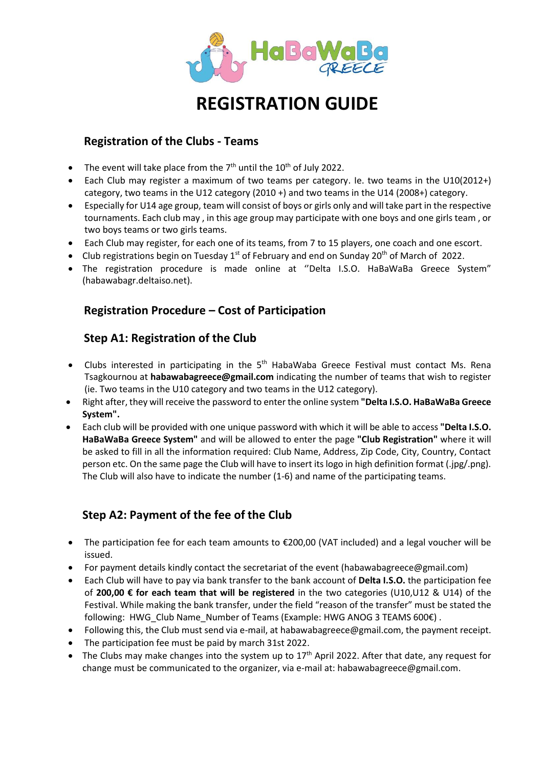# REGISTRATION GUIDE

## Registration of the Clubs - Teams

- The event will take place from the 7th until the 10th of July 2022.
- Each Club may register a maximum of two teams per category. Ie. two teams in the U10(2012+) category, two teams in the U12 category (2010 +) and two teams in the U14 (2008+) category.
- Especially for U14 age group, team will consist of boys or girls only and will take part in the respective tournaments. Each club may , in this age group may participate with one boys and one girls team , or two boys teams or two girls teams.
- Each Club may register, for each one of its teams, from 7 to 15 players, one coach and one escort.
- Club registrations begin on Tuesday 1st of February and end on Sunday 20th of March of 2022.
- The registration procedure is made online at ''Delta I.S.O. HaBaWaBa Greece System" (habawabagr.deltaiso.net).

## Registration Procedure – Cost of Participation

### Step A1: Registration of the Club

- Clubs interested in participating in the 5th HabaWaba Greece Festival must contact Ms. Rena Tsagkournou at **habawabagreece@gmail.com** indicating the number of teams that wish to register (ie. Two teams in the U10 category and two teams in the U12 category).
- Right after, they will receive the password to enter the online system **"Delta I.S.O. HaBaWaBa Greece System".**
- Each club will be provided with one unique password with which it will be able to access **"Delta I.S.O. HaBaWaBa Greece System"** and will be allowed to enter the page **"Club Registration"** where it will be asked to fill in all the information required: Club Name, Address, Zip Code, City, Country, Contact person etc. On the same page the Club will have to insert its logo in high definition format (.jpg/.png). The Club will also have to indicate the number (1-6) and name of the participating teams.

### Step A2: Payment of the fee of the Club

- The participation fee for each team amounts to €200,00 (VAT included) and a legal voucher will be issued.
- For payment details kindly contact the secretariat of the event (habawabagreece@gmail.com)
- Each Club will have to pay via bank transfer to the bank account of **Delta I.S.O.** the participation fee of **200,00 € for each team that will be registered** in the two categories (U10,U12 & U14) of the Festival. While making the bank transfer, under the field "reason of the transfer" must be stated the following: HWG_Club Name_Number of Teams (Example: HWG ANOG 3 TEAMS 600€) .
- Following this, the Club must send via e-mail, at habawabagreece@gmail.com, the payment receipt.
- The participation fee must be paid by march 31st 2022.
- The Clubs may make changes into the system up to 17th April 2022. After that date, any request for change must be communicated to the organizer, via e-mail at: habawabagreece@gmail.com.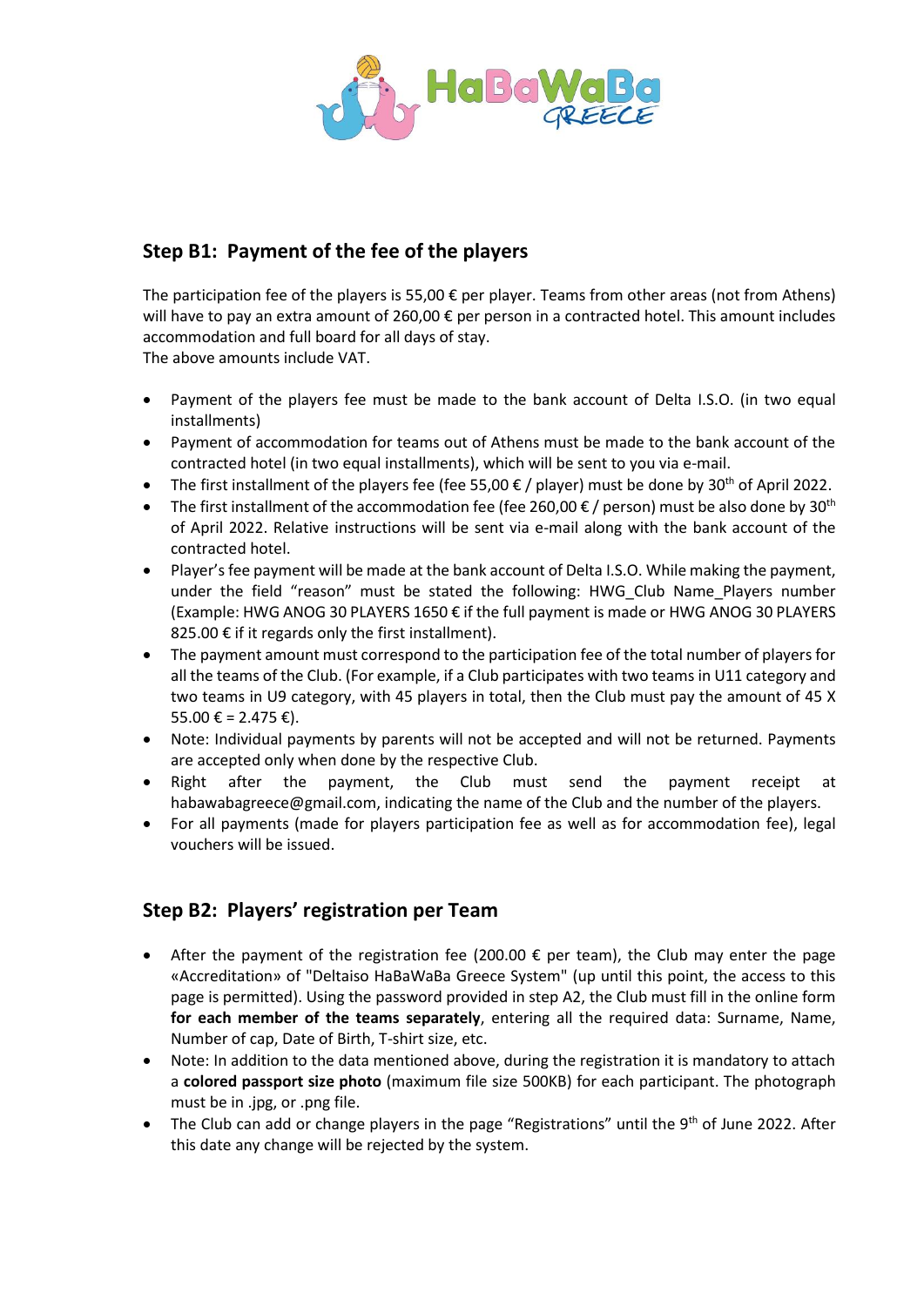## Step B1: Payment of the fee of the players

The participation fee of the players is 55,00 € per player. Teams from other areas (not from Athens) will have to pay an extra amount of 260,00 € per person in a contracted hotel. This amount includes accommodation and full board for all days of stay.
The above amounts include VAT.

- Payment of the players fee must be made to the bank account of Delta I.S.O. (in two equal installments)
- Payment of accommodation for teams out of Athens must be made to the bank account of the contracted hotel (in two equal installments), which will be sent to you via e-mail.
- The first installment of the players fee (fee 55,00 € / player) must be done by 30th of April 2022.
- The first installment of the accommodation fee (fee 260,00 € / person) must be also done by 30th of April 2022. Relative instructions will be sent via e-mail along with the bank account of the contracted hotel.
- Player's fee payment will be made at the bank account of Delta I.S.O. While making the payment, under the field "reason" must be stated the following: HWG_Club Name_Players number (Example: HWG ANOG 30 PLAYERS 1650 € if the full payment is made or HWG ANOG 30 PLAYERS 825.00 € if it regards only the first installment).
- The payment amount must correspond to the participation fee of the total number of players for all the teams of the Club. (For example, if a Club participates with two teams in U11 category and two teams in U9 category, with 45 players in total, then the Club must pay the amount of 45 X 55.00 € = 2.475 €).
- Note: Individual payments by parents will not be accepted and will not be returned. Payments are accepted only when done by the respective Club.
- Right after the payment, the Club must send the payment receipt at habawabagreece@gmail.com, indicating the name of the Club and the number of the players.
- For all payments (made for players participation fee as well as for accommodation fee), legal vouchers will be issued.

## Step B2: Players' registration per Team

- After the payment of the registration fee (200.00 € per team), the Club may enter the page «Accreditation» of "Deltaiso HaBaWaBa Greece System" (up until this point, the access to this page is permitted). Using the password provided in step A2, the Club must fill in the online form **for each member of the teams separately**, entering all the required data: Surname, Name, Number of cap, Date of Birth, T-shirt size, etc.
- Note: In addition to the data mentioned above, during the registration it is mandatory to attach a **colored passport size photo** (maximum file size 500KB) for each participant. The photograph must be in .jpg, or .png file.
- The Club can add or change players in the page "Registrations" until the 9th of June 2022. After this date any change will be rejected by the system.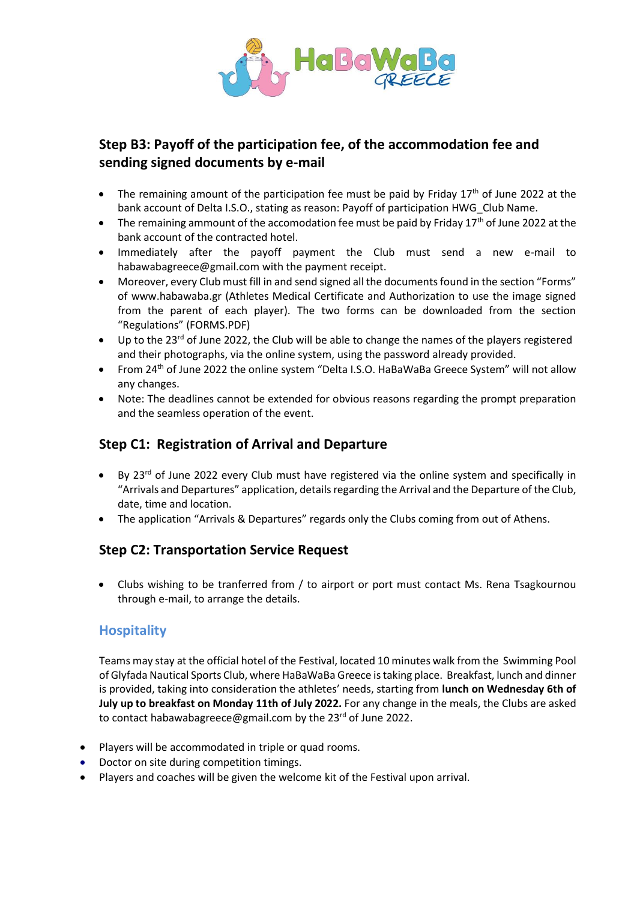## Step B3: Payoff of the participation fee, of the accommodation fee and sending signed documents by e-mail

- The remaining amount of the participation fee must be paid by Friday 17th of June 2022 at the bank account of Delta I.S.O., stating as reason: Payoff of participation HWG_Club Name.
- The remaining ammount of the accomodation fee must be paid by Friday 17th of June 2022 at the bank account of the contracted hotel.
- Immediately after the payoff payment the Club must send a new e-mail to habawabagreece@gmail.com with the payment receipt.
- Moreover, every Club must fill in and send signed all the documents found in the section "Forms" of www.habawaba.gr (Athletes Medical Certificate and Authorization to use the image signed from the parent of each player). The two forms can be downloaded from the section "Regulations" (FORMS.PDF)
- Up to the 23rd of June 2022, the Club will be able to change the names of the players registered and their photographs, via the online system, using the password already provided.
- From 24th of June 2022 the online system "Delta I.S.O. HaBaWaBa Greece System" will not allow any changes.
- Note: The deadlines cannot be extended for obvious reasons regarding the prompt preparation and the seamless operation of the event.

## Step C1: Registration of Arrival and Departure

- By 23rd of June 2022 every Club must have registered via the online system and specifically in "Arrivals and Departures" application, details regarding the Arrival and the Departure of the Club, date, time and location.
- The application "Arrivals & Departures" regards only the Clubs coming from out of Athens.

## Step C2: Transportation Service Request

- Clubs wishing to be tranferred from / to airport or port must contact Ms. Rena Tsagkournou through e-mail, to arrange the details.

## Hospitality

Teams may stay at the official hotel of the Festival, located 10 minutes walk from the Swimming Pool of Glyfada Nautical Sports Club, where HaBaWaBa Greece is taking place. Breakfast, lunch and dinner is provided, taking into consideration the athletes' needs, starting from **lunch on Wednesday 6th of July up to breakfast on Monday 11th of July 2022.** For any change in the meals, the Clubs are asked to contact habawabagreece@gmail.com by the 23rd of June 2022.

- Players will be accommodated in triple or quad rooms.
- Doctor on site during competition timings.
- Players and coaches will be given the welcome kit of the Festival upon arrival.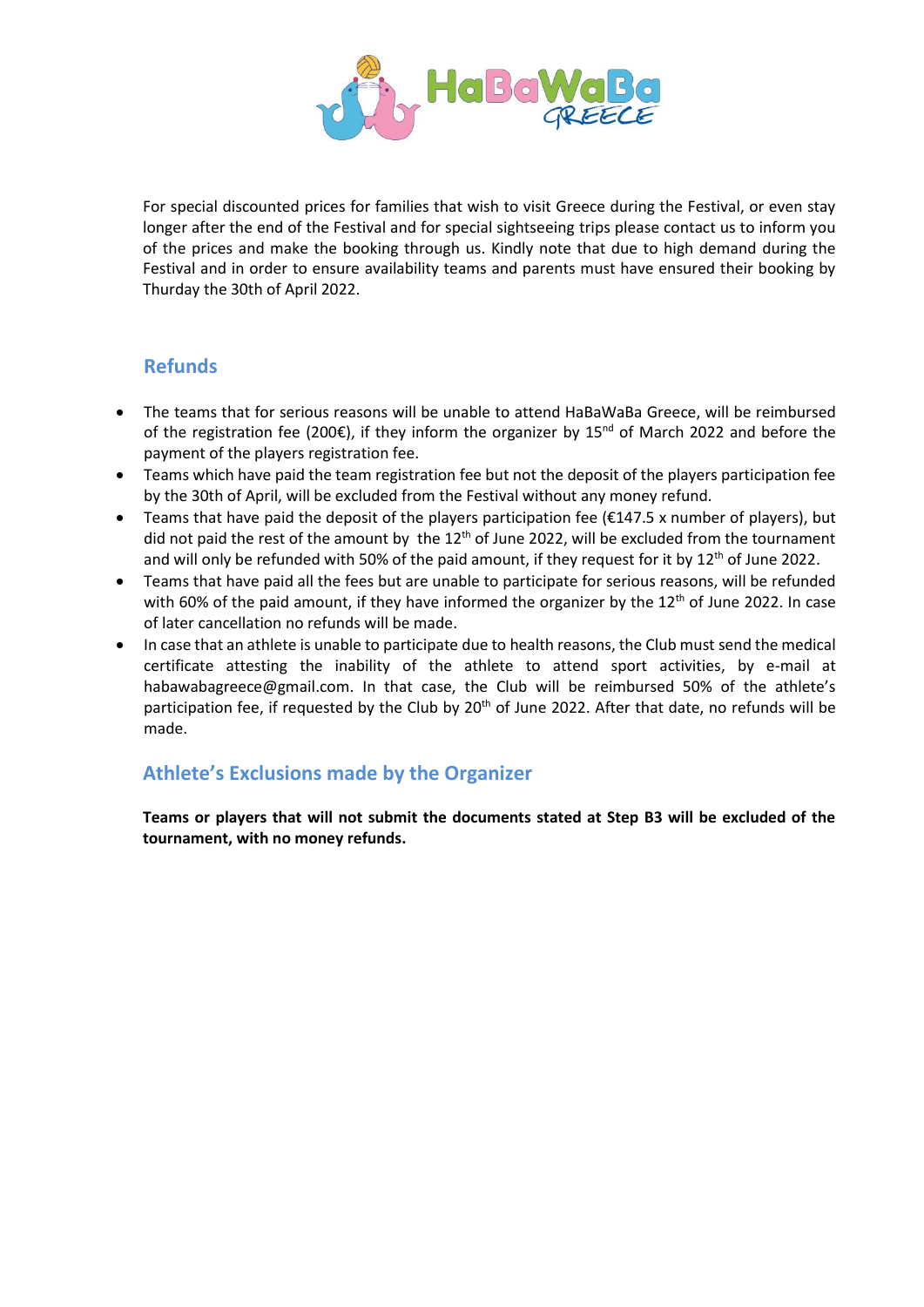For special discounted prices for families that wish to visit Greece during the Festival, or even stay longer after the end of the Festival and for special sightseeing trips please contact us to inform you of the prices and make the booking through us. Kindly note that due to high demand during the Festival and in order to ensure availability teams and parents must have ensured their booking by Thurday the 30th of April 2022.

## Refunds

- The teams that for serious reasons will be unable to attend HaBaWaBa Greece, will be reimbursed of the registration fee (200€), if they inform the organizer by 15nd of March 2022 and before the payment of the players registration fee.
- Teams which have paid the team registration fee but not the deposit of the players participation fee by the 30th of April, will be excluded from the Festival without any money refund.
- Teams that have paid the deposit of the players participation fee (€147.5 x number of players), but did not paid the rest of the amount by the 12th of June 2022, will be excluded from the tournament and will only be refunded with 50% of the paid amount, if they request for it by 12th of June 2022.
- Teams that have paid all the fees but are unable to participate for serious reasons, will be refunded with 60% of the paid amount, if they have informed the organizer by the 12th of June 2022. In case of later cancellation no refunds will be made.
- In case that an athlete is unable to participate due to health reasons, the Club must send the medical certificate attesting the inability of the athlete to attend sport activities, by e-mail at habawabagreece@gmail.com. In that case, the Club will be reimbursed 50% of the athlete's participation fee, if requested by the Club by 20th of June 2022. After that date, no refunds will be made.

## Athlete's Exclusions made by the Organizer

**Teams or players that will not submit the documents stated at Step B3 will be excluded of the tournament, with no money refunds.**